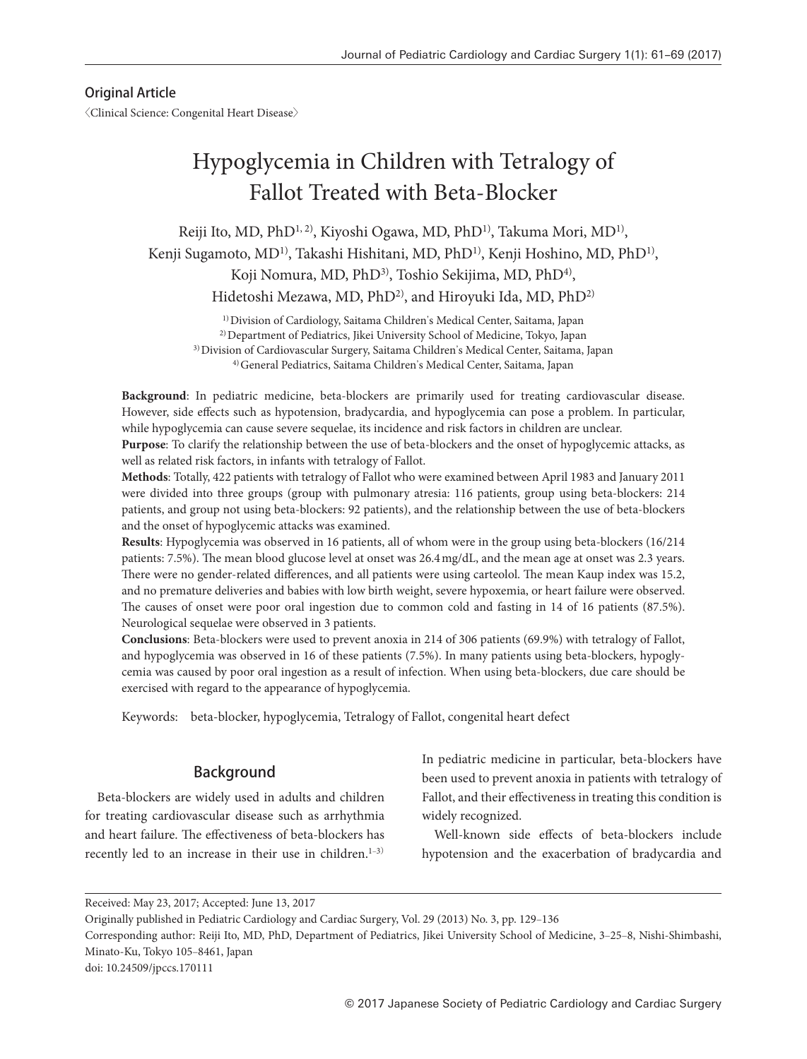Original Article

〈Clinical Science: Congenital Heart Disease〉

# Hypoglycemia in Children with Tetralogy of Fallot Treated with Beta-Blocker

Reiji Ito, MD, PhD[1, 2], Kiyoshi Ogawa, MD, PhD[1], Takuma Mori, MD[1], Kenji Sugamoto, MD[1], Takashi Hishitani, MD, PhD[1], Kenji Hoshino, MD, PhD[1], Koji Nomura, MD, PhD[3], Toshio Sekijima, MD, PhD[4], Hidetoshi Mezawa, MD, PhD[2], and Hiroyuki Ida, MD, PhD[2]

[1] Division of Cardiology, Saitama Children's Medical Center, Saitama, Japan
[2] Department of Pediatrics, Jikei University School of Medicine, Tokyo, Japan
[3] Division of Cardiovascular Surgery, Saitama Children's Medical Center, Saitama, Japan
[4] General Pediatrics, Saitama Children's Medical Center, Saitama, Japan

**Background**: In pediatric medicine, beta-blockers are primarily used for treating cardiovascular disease. However, side effects such as hypotension, bradycardia, and hypoglycemia can pose a problem. In particular, while hypoglycemia can cause severe sequelae, its incidence and risk factors in children are unclear.

**Purpose**: To clarify the relationship between the use of beta-blockers and the onset of hypoglycemic attacks, as well as related risk factors, in infants with tetralogy of Fallot.

**Methods**: Totally, 422 patients with tetralogy of Fallot who were examined between April 1983 and January 2011 were divided into three groups (group with pulmonary atresia: 116 patients, group using beta-blockers: 214 patients, and group not using beta-blockers: 92 patients), and the relationship between the use of beta-blockers and the onset of hypoglycemic attacks was examined.

**Results**: Hypoglycemia was observed in 16 patients, all of whom were in the group using beta-blockers (16/214 patients: 7.5%). The mean blood glucose level at onset was 26.4 mg/dL, and the mean age at onset was 2.3 years. There were no gender-related differences, and all patients were using carteolol. The mean Kaup index was 15.2, and no premature deliveries and babies with low birth weight, severe hypoxemia, or heart failure were observed. The causes of onset were poor oral ingestion due to common cold and fasting in 14 of 16 patients (87.5%). Neurological sequelae were observed in 3 patients.

**Conclusions**: Beta-blockers were used to prevent anoxia in 214 of 306 patients (69.9%) with tetralogy of Fallot, and hypoglycemia was observed in 16 of these patients (7.5%). In many patients using beta-blockers, hypoglycemia was caused by poor oral ingestion as a result of infection. When using beta-blockers, due care should be exercised with regard to the appearance of hypoglycemia.

Keywords: beta-blocker, hypoglycemia, Tetralogy of Fallot, congenital heart defect

## Background

Beta-blockers are widely used in adults and children for treating cardiovascular disease such as arrhythmia and heart failure. The effectiveness of beta-blockers has recently led to an increase in their use in children.[1–3] In pediatric medicine in particular, beta-blockers have been used to prevent anoxia in patients with tetralogy of Fallot, and their effectiveness in treating this condition is widely recognized.

Well-known side effects of beta-blockers include hypotension and the exacerbation of bradycardia and

---

Received: May 23, 2017; Accepted: June 13, 2017

Originally published in Pediatric Cardiology and Cardiac Surgery, Vol. 29 (2013) No. 3, pp. 129–136

Corresponding author: Reiji Ito, MD, PhD, Department of Pediatrics, Jikei University School of Medicine, 3–25–8, Nishi-Shimbashi, Minato-Ku, Tokyo 105–8461, Japan

doi: 10.24509/jpccs.170111

© 2017 Japanese Society of Pediatric Cardiology and Cardiac Surgery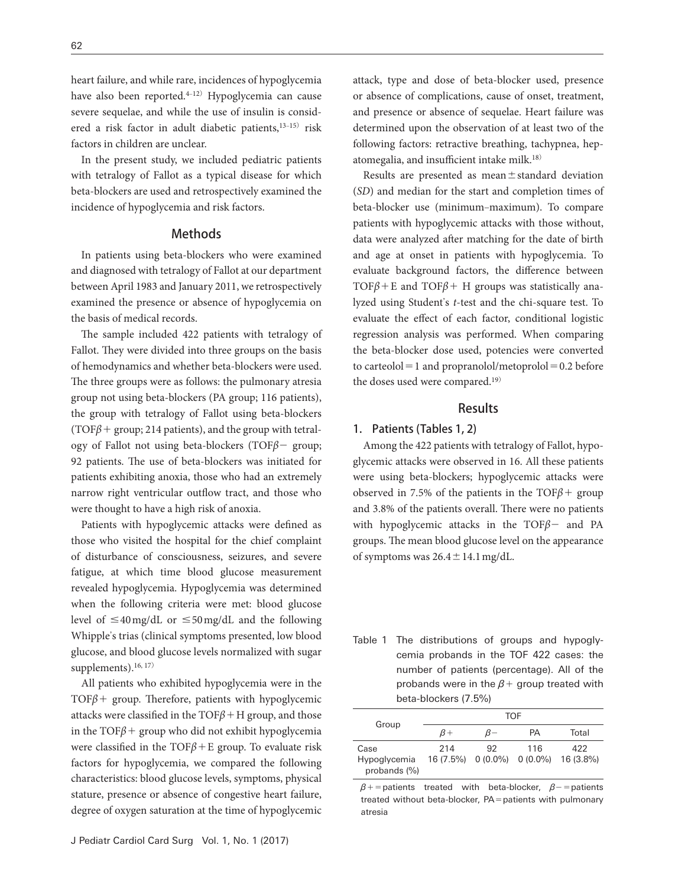heart failure, and while rare, incidences of hypoglycemia have also been reported.[4–12] Hypoglycemia can cause severe sequelae, and while the use of insulin is considered a risk factor in adult diabetic patients,[13–15] risk factors in children are unclear.

In the present study, we included pediatric patients with tetralogy of Fallot as a typical disease for which beta-blockers are used and retrospectively examined the incidence of hypoglycemia and risk factors.

## Methods

In patients using beta-blockers who were examined and diagnosed with tetralogy of Fallot at our department between April 1983 and January 2011, we retrospectively examined the presence or absence of hypoglycemia on the basis of medical records.

The sample included 422 patients with tetralogy of Fallot. They were divided into three groups on the basis of hemodynamics and whether beta-blockers were used. The three groups were as follows: the pulmonary atresia group not using beta-blockers (PA group; 116 patients), the group with tetralogy of Fallot using beta-blockers (TOF$\beta$+ group; 214 patients), and the group with tetralogy of Fallot not using beta-blockers (TOF$\beta$− group; 92 patients. The use of beta-blockers was initiated for patients exhibiting anoxia, those who had an extremely narrow right ventricular outflow tract, and those who were thought to have a high risk of anoxia.

Patients with hypoglycemic attacks were defined as those who visited the hospital for the chief complaint of disturbance of consciousness, seizures, and severe fatigue, at which time blood glucose measurement revealed hypoglycemia. Hypoglycemia was determined when the following criteria were met: blood glucose level of ≤40 mg/dL or ≤50 mg/dL and the following Whipple's trias (clinical symptoms presented, low blood glucose, and blood glucose levels normalized with sugar supplements).[16, 17]

All patients who exhibited hypoglycemia were in the TOF$\beta$+ group. Therefore, patients with hypoglycemic attacks were classified in the TOF$\beta$+H group, and those in the TOF$\beta$+ group who did not exhibit hypoglycemia were classified in the TOF$\beta$+E group. To evaluate risk factors for hypoglycemia, we compared the following characteristics: blood glucose levels, symptoms, physical stature, presence or absence of congestive heart failure, degree of oxygen saturation at the time of hypoglycemic attack, type and dose of beta-blocker used, presence or absence of complications, cause of onset, treatment, and presence or absence of sequelae. Heart failure was determined upon the observation of at least two of the following factors: retractive breathing, tachypnea, hepatomegalia, and insufficient intake milk.[18]

Results are presented as mean ± standard deviation (*SD*) and median for the start and completion times of beta-blocker use (minimum–maximum). To compare patients with hypoglycemic attacks with those without, data were analyzed after matching for the date of birth and age at onset in patients with hypoglycemia. To evaluate background factors, the difference between TOF$\beta$+E and TOF$\beta$+ H groups was statistically analyzed using Student's *t*-test and the chi-square test. To evaluate the effect of each factor, conditional logistic regression analysis was performed. When comparing the beta-blocker dose used, potencies were converted to carteolol = 1 and propranolol/metoprolol = 0.2 before the doses used were compared.[19]

## Results

### 1. Patients (Tables 1, 2)

Among the 422 patients with tetralogy of Fallot, hypoglycemic attacks were observed in 16. All these patients were using beta-blockers; hypoglycemic attacks were observed in 7.5% of the patients in the TOF$\beta$+ group and 3.8% of the patients overall. There were no patients with hypoglycemic attacks in the TOF$\beta$− and PA groups. The mean blood glucose level on the appearance of symptoms was 26.4 ± 14.1 mg/dL.

Table 1 The distributions of groups and hypoglycemia probands in the TOF 422 cases: the number of patients (percentage). All of the probands were in the $\beta$+ group treated with beta-blockers (7.5%)

| Group | TOF | | | |
|---|---|---|---|---|
| | $\beta$+ | $\beta$− | PA | Total |
| Case | 214 | 92 | 116 | 422 |
| Hypoglycemia probands (%) | 16 (7.5%) | 0 (0.0%) | 0 (0.0%) | 16 (3.8%) |

$\beta$+ = patients treated with beta-blocker, $\beta$− = patients treated without beta-blocker, PA = patients with pulmonary atresia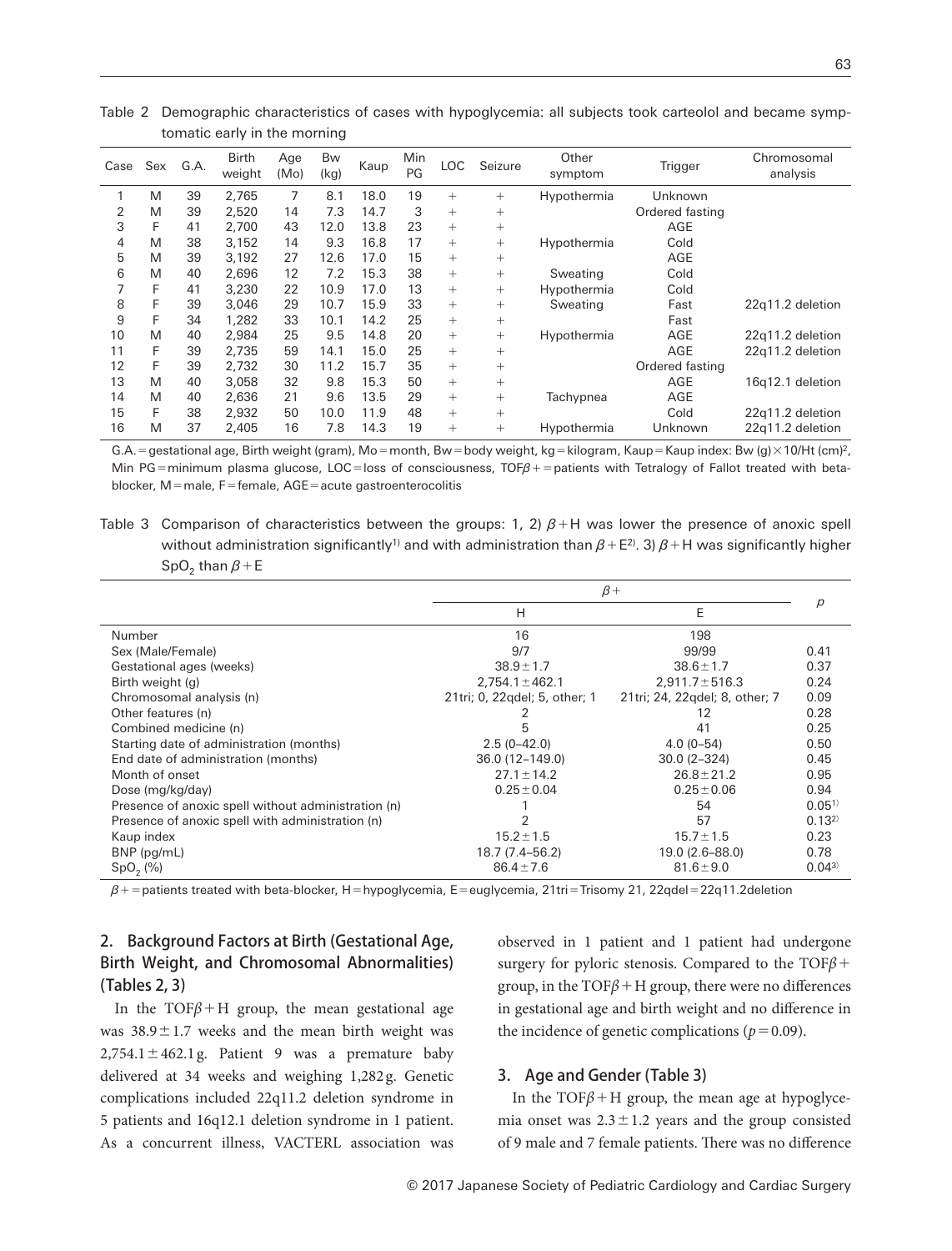Table 2 Demographic characteristics of cases with hypoglycemia: all subjects took carteolol and became symptomatic early in the morning

| Case | Sex | G.A. | Birth weight | Age (Mo) | Bw (kg) | Kaup | Min PG | LOC | Seizure | Other symptom | Trigger | Chromosomal analysis |
|---|---|---|---|---|---|---|---|---|---|---|---|---|
| 1 | M | 39 | 2,765 | 7 | 8.1 | 18.0 | 19 | + | + | Hypothermia | Unknown | |
| 2 | M | 39 | 2,520 | 14 | 7.3 | 14.7 | 3 | + | + | | Ordered fasting | |
| 3 | F | 41 | 2,700 | 43 | 12.0 | 13.8 | 23 | + | + | | AGE | |
| 4 | M | 38 | 3,152 | 14 | 9.3 | 16.8 | 17 | + | + | Hypothermia | Cold | |
| 5 | M | 39 | 3,192 | 27 | 12.6 | 17.0 | 15 | + | + | | AGE | |
| 6 | M | 40 | 2,696 | 12 | 7.2 | 15.3 | 38 | + | + | Sweating | Cold | |
| 7 | F | 41 | 3,230 | 22 | 10.9 | 17.0 | 13 | + | + | Hypothermia | Cold | |
| 8 | F | 39 | 3,046 | 29 | 10.7 | 15.9 | 33 | + | + | Sweating | Fast | 22q11.2 deletion |
| 9 | F | 34 | 1,282 | 33 | 10.1 | 14.2 | 25 | + | + | | Fast | |
| 10 | M | 40 | 2,984 | 25 | 9.5 | 14.8 | 20 | + | + | Hypothermia | AGE | 22q11.2 deletion |
| 11 | F | 39 | 2,735 | 59 | 14.1 | 15.0 | 25 | + | + | | AGE | 22q11.2 deletion |
| 12 | F | 39 | 2,732 | 30 | 11.2 | 15.7 | 35 | + | + | | Ordered fasting | |
| 13 | M | 40 | 3,058 | 32 | 9.8 | 15.3 | 50 | + | + | | AGE | 16q12.1 deletion |
| 14 | M | 40 | 2,636 | 21 | 9.6 | 13.5 | 29 | + | + | Tachypnea | AGE | |
| 15 | F | 38 | 2,932 | 50 | 10.0 | 11.9 | 48 | + | + | | Cold | 22q11.2 deletion |
| 16 | M | 37 | 2,405 | 16 | 7.8 | 14.3 | 19 | + | + | Hypothermia | Unknown | 22q11.2 deletion |

G.A. = gestational age, Birth weight (gram), Mo = month, Bw = body weight, kg = kilogram, Kaup = Kaup index: Bw (g) × 10/Ht (cm)², Min PG = minimum plasma glucose, LOC = loss of consciousness, TOF$\beta$+ = patients with Tetralogy of Fallot treated with beta-blocker, M = male, F = female, AGE = acute gastroenterocolitis

Table 3 Comparison of characteristics between the groups: 1, 2) $\beta$+H was lower the presence of anoxic spell without administration significantly[1)] and with administration than $\beta$+E[2)]. 3) $\beta$+H was significantly higher $SpO_2$ than $\beta$+E

| | $\beta$+ | | $p$ |
|---|---|---|---|
| | H | E | |
| Number | 16 | 198 | |
| Sex (Male/Female) | 9/7 | 99/99 | 0.41 |
| Gestational ages (weeks) | 38.9 ± 1.7 | 38.6 ± 1.7 | 0.37 |
| Birth weight (g) | 2,754.1 ± 462.1 | 2,911.7 ± 516.3 | 0.24 |
| Chromosomal analysis (n) | 21tri; 0, 22qdel; 5, other; 1 | 21tri; 24, 22qdel; 8, other; 7 | 0.09 |
| Other features (n) | 2 | 12 | 0.28 |
| Combined medicine (n) | 5 | 41 | 0.25 |
| Starting date of administration (months) | 2.5 (0–42.0) | 4.0 (0–54) | 0.50 |
| End date of administration (months) | 36.0 (12–149.0) | 30.0 (2–324) | 0.45 |
| Month of onset | 27.1 ± 14.2 | 26.8 ± 21.2 | 0.95 |
| Dose (mg/kg/day) | 0.25 ± 0.04 | 0.25 ± 0.06 | 0.94 |
| Presence of anoxic spell without administration (n) | 1 | 54 | 0.05[1)] |
| Presence of anoxic spell with administration (n) | 2 | 57 | 0.13[2)] |
| Kaup index | 15.2 ± 1.5 | 15.7 ± 1.5 | 0.23 |
| BNP (pg/mL) | 18.7 (7.4–56.2) | 19.0 (2.6–88.0) | 0.78 |
| $SpO_2$ (%) | 86.4 ± 7.6 | 81.6 ± 9.0 | 0.04[3)] |

$\beta$+ = patients treated with beta-blocker, H = hypoglycemia, E = euglycemia, 21tri = Trisomy 21, 22qdel = 22q11.2deletion

## 2. Background Factors at Birth (Gestational Age, Birth Weight, and Chromosomal Abnormalities) (Tables 2, 3)

In the TOF$\beta$+H group, the mean gestational age was 38.9 ± 1.7 weeks and the mean birth weight was 2,754.1 ± 462.1 g. Patient 9 was a premature baby delivered at 34 weeks and weighing 1,282 g. Genetic complications included 22q11.2 deletion syndrome in 5 patients and 16q12.1 deletion syndrome in 1 patient. As a concurrent illness, VACTERL association was observed in 1 patient and 1 patient had undergone surgery for pyloric stenosis. Compared to the TOF$\beta$+ group, in the TOF$\beta$+H group, there were no differences in gestational age and birth weight and no difference in the incidence of genetic complications ($p$ = 0.09).

## 3. Age and Gender (Table 3)

In the TOF$\beta$+H group, the mean age at hypoglycemia onset was 2.3 ± 1.2 years and the group consisted of 9 male and 7 female patients. There was no difference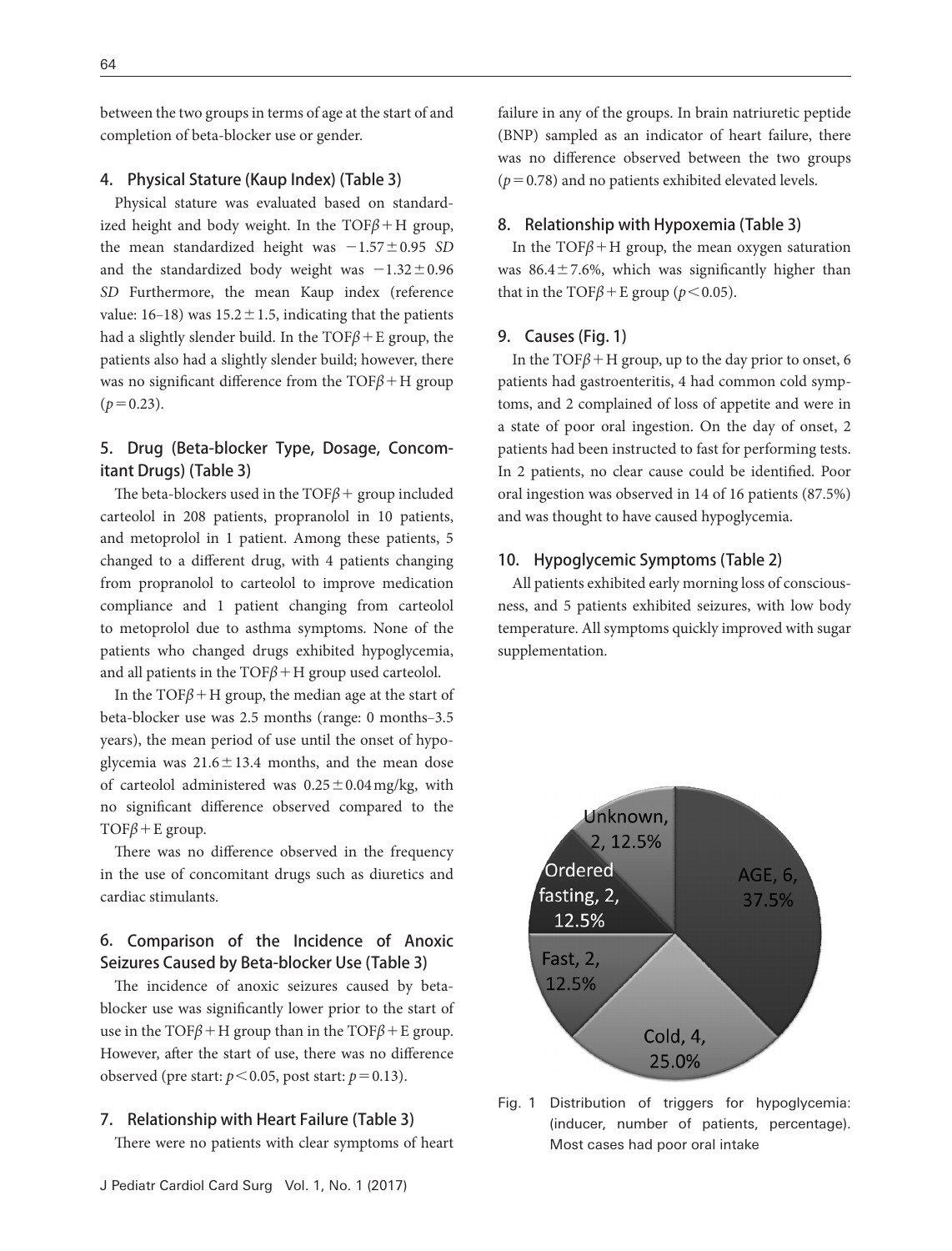between the two groups in terms of age at the start of and completion of beta-blocker use or gender.

### 4. Physical Stature (Kaup Index) (Table 3)

Physical stature was evaluated based on standardized height and body weight. In the TOF$\beta$+H group, the mean standardized height was $-1.57\pm0.95$ *SD* and the standardized body weight was $-1.32\pm0.96$ *SD* Furthermore, the mean Kaup index (reference value: 16–18) was $15.2\pm1.5$, indicating that the patients had a slightly slender build. In the TOF$\beta$+E group, the patients also had a slightly slender build; however, there was no significant difference from the TOF$\beta$+H group ($p=0.23$).

### 5. Drug (Beta-blocker Type, Dosage, Concomitant Drugs) (Table 3)

The beta-blockers used in the TOF$\beta$+ group included carteolol in 208 patients, propranolol in 10 patients, and metoprolol in 1 patient. Among these patients, 5 changed to a different drug, with 4 patients changing from propranolol to carteolol to improve medication compliance and 1 patient changing from carteolol to metoprolol due to asthma symptoms. None of the patients who changed drugs exhibited hypoglycemia, and all patients in the TOF$\beta$+H group used carteolol.

In the TOF$\beta$+H group, the median age at the start of beta-blocker use was 2.5 months (range: 0 months–3.5 years), the mean period of use until the onset of hypoglycemia was $21.6\pm13.4$ months, and the mean dose of carteolol administered was $0.25\pm0.04$ mg/kg, with no significant difference observed compared to the TOF$\beta$+E group.

There was no difference observed in the frequency in the use of concomitant drugs such as diuretics and cardiac stimulants.

### 6. Comparison of the Incidence of Anoxic Seizures Caused by Beta-blocker Use (Table 3)

The incidence of anoxic seizures caused by beta-blocker use was significantly lower prior to the start of use in the TOF$\beta$+H group than in the TOF$\beta$+E group. However, after the start of use, there was no difference observed (pre start: $p<0.05$, post start: $p=0.13$).

### 7. Relationship with Heart Failure (Table 3)

There were no patients with clear symptoms of heart failure in any of the groups. In brain natriuretic peptide (BNP) sampled as an indicator of heart failure, there was no difference observed between the two groups ($p=0.78$) and no patients exhibited elevated levels.

### 8. Relationship with Hypoxemia (Table 3)

In the TOF$\beta$+H group, the mean oxygen saturation was $86.4\pm7.6\%$, which was significantly higher than that in the TOF$\beta$+E group ($p<0.05$).

### 9. Causes (Fig. 1)

In the TOF$\beta$+H group, up to the day prior to onset, 6 patients had gastroenteritis, 4 had common cold symptoms, and 2 complained of loss of appetite and were in a state of poor oral ingestion. On the day of onset, 2 patients had been instructed to fast for performing tests. In 2 patients, no clear cause could be identified. Poor oral ingestion was observed in 14 of 16 patients (87.5%) and was thought to have caused hypoglycemia.

### 10. Hypoglycemic Symptoms (Table 2)

All patients exhibited early morning loss of consciousness, and 5 patients exhibited seizures, with low body temperature. All symptoms quickly improved with sugar supplementation.

Fig. 1 Distribution of triggers for hypoglycemia: (inducer, number of patients, percentage). Most cases had poor oral intake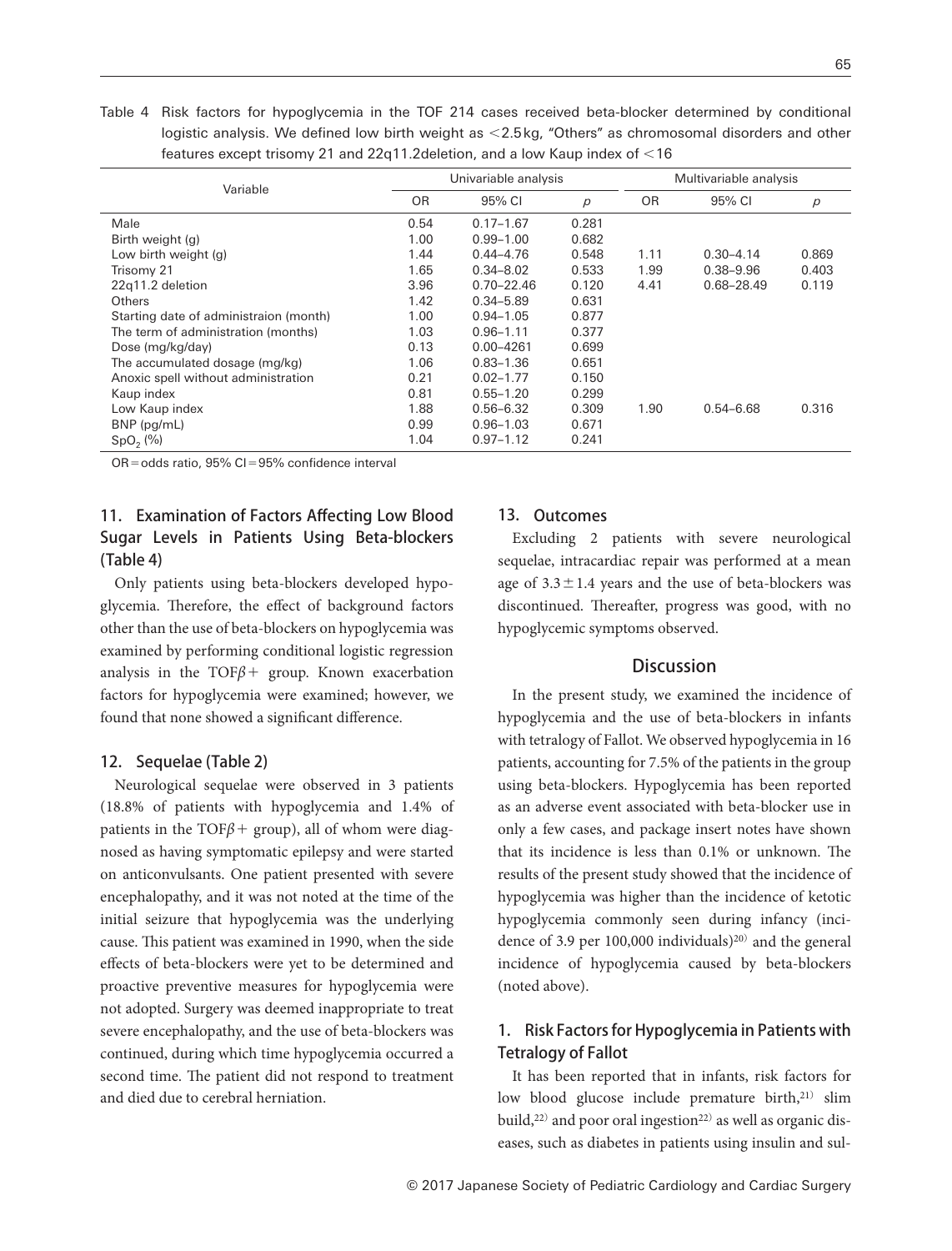Table 4 Risk factors for hypoglycemia in the TOF 214 cases received beta-blocker determined by conditional logistic analysis. We defined low birth weight as <2.5 kg, "Others" as chromosomal disorders and other features except trisomy 21 and 22q11.2deletion, and a low Kaup index of <16

| Variable | Univariable analysis | | | Multivariable analysis | | |
|---|---|---|---|---|---|---|
| | OR | 95% CI | *p* | OR | 95% CI | *p* |
| Male | 0.54 | 0.17–1.67 | 0.281 | | | |
| Birth weight (g) | 1.00 | 0.99–1.00 | 0.682 | | | |
| Low birth weight (g) | 1.44 | 0.44–4.76 | 0.548 | 1.11 | 0.30–4.14 | 0.869 |
| Trisomy 21 | 1.65 | 0.34–8.02 | 0.533 | 1.99 | 0.38–9.96 | 0.403 |
| 22q11.2 deletion | 3.96 | 0.70–22.46 | 0.120 | 4.41 | 0.68–28.49 | 0.119 |
| Others | 1.42 | 0.34–5.89 | 0.631 | | | |
| Starting date of administraion (month) | 1.00 | 0.94–1.05 | 0.877 | | | |
| The term of administration (months) | 1.03 | 0.96–1.11 | 0.377 | | | |
| Dose (mg/kg/day) | 0.13 | 0.00–4261 | 0.699 | | | |
| The accumulated dosage (mg/kg) | 1.06 | 0.83–1.36 | 0.651 | | | |
| Anoxic spell without administration | 0.21 | 0.02–1.77 | 0.150 | | | |
| Kaup index | 0.81 | 0.55–1.20 | 0.299 | | | |
| Low Kaup index | 1.88 | 0.56–6.32 | 0.309 | 1.90 | 0.54–6.68 | 0.316 |
| BNP (pg/mL) | 0.99 | 0.96–1.03 | 0.671 | | | |
| $SpO_2$ (%) | 1.04 | 0.97–1.12 | 0.241 | | | |

OR = odds ratio, 95% CI = 95% confidence interval

### 11. Examination of Factors Affecting Low Blood Sugar Levels in Patients Using Beta-blockers (Table 4)

Only patients using beta-blockers developed hypoglycemia. Therefore, the effect of background factors other than the use of beta-blockers on hypoglycemia was examined by performing conditional logistic regression analysis in the TOF$\beta$+ group. Known exacerbation factors for hypoglycemia were examined; however, we found that none showed a significant difference.

### 12. Sequelae (Table 2)

Neurological sequelae were observed in 3 patients (18.8% of patients with hypoglycemia and 1.4% of patients in the TOF$\beta$+ group), all of whom were diagnosed as having symptomatic epilepsy and were started on anticonvulsants. One patient presented with severe encephalopathy, and it was not noted at the time of the initial seizure that hypoglycemia was the underlying cause. This patient was examined in 1990, when the side effects of beta-blockers were yet to be determined and proactive preventive measures for hypoglycemia were not adopted. Surgery was deemed inappropriate to treat severe encephalopathy, and the use of beta-blockers was continued, during which time hypoglycemia occurred a second time. The patient did not respond to treatment and died due to cerebral herniation.

### 13. Outcomes

Excluding 2 patients with severe neurological sequelae, intracardiac repair was performed at a mean age of 3.3 ± 1.4 years and the use of beta-blockers was discontinued. Thereafter, progress was good, with no hypoglycemic symptoms observed.

## Discussion

In the present study, we examined the incidence of hypoglycemia and the use of beta-blockers in infants with tetralogy of Fallot. We observed hypoglycemia in 16 patients, accounting for 7.5% of the patients in the group using beta-blockers. Hypoglycemia has been reported as an adverse event associated with beta-blocker use in only a few cases, and package insert notes have shown that its incidence is less than 0.1% or unknown. The results of the present study showed that the incidence of hypoglycemia was higher than the incidence of ketotic hypoglycemia commonly seen during infancy (incidence of 3.9 per 100,000 individuals)[20] and the general incidence of hypoglycemia caused by beta-blockers (noted above).

### 1. Risk Factors for Hypoglycemia in Patients with Tetralogy of Fallot

It has been reported that in infants, risk factors for low blood glucose include premature birth,[21] slim build,[22] and poor oral ingestion[22] as well as organic diseases, such as diabetes in patients using insulin and sul-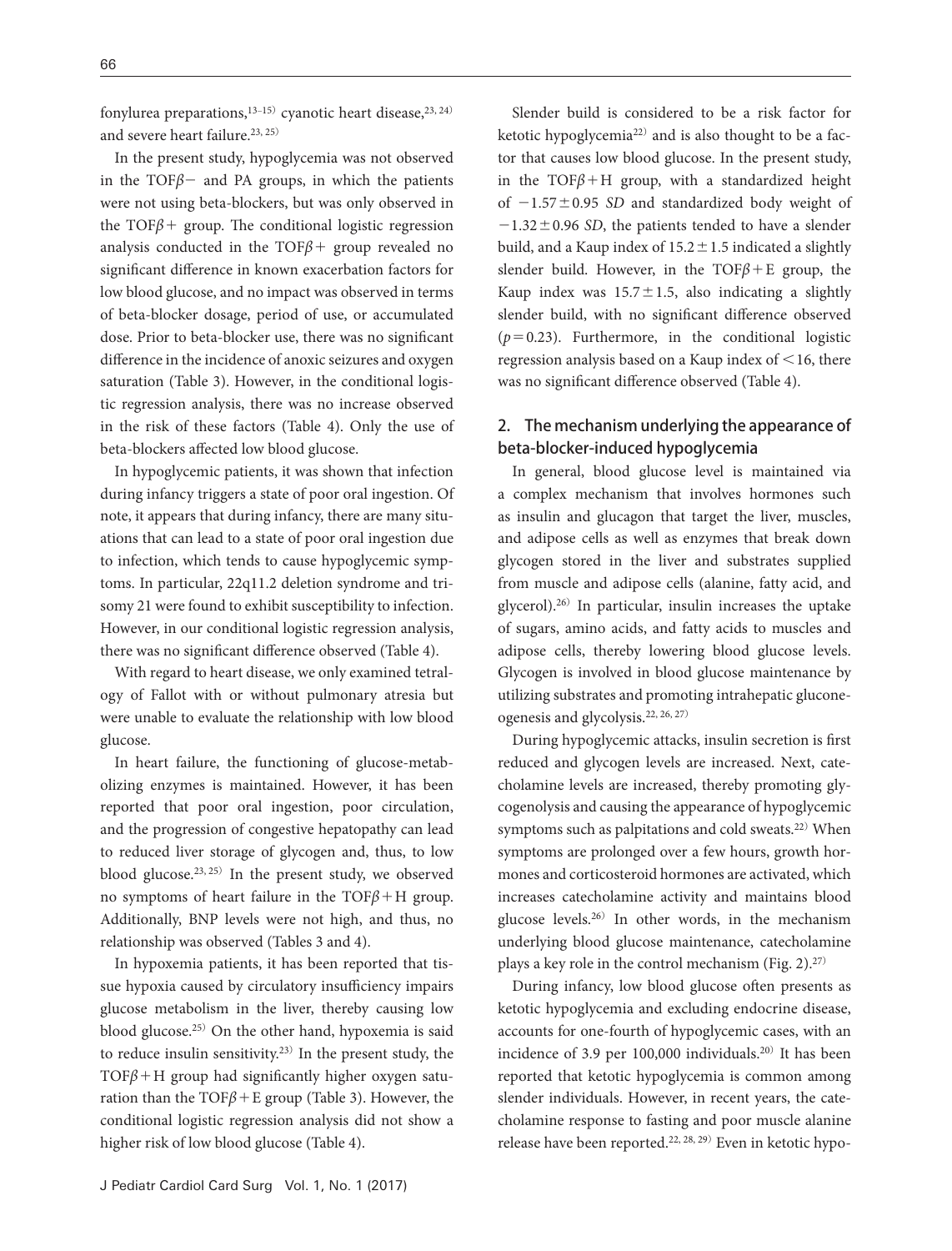fonylurea preparations,[13–15] cyanotic heart disease,[23, 24] and severe heart failure.[23, 25]

In the present study, hypoglycemia was not observed in the TOF$\beta$− and PA groups, in which the patients were not using beta-blockers, but was only observed in the TOF$\beta$+ group. The conditional logistic regression analysis conducted in the TOF$\beta$+ group revealed no significant difference in known exacerbation factors for low blood glucose, and no impact was observed in terms of beta-blocker dosage, period of use, or accumulated dose. Prior to beta-blocker use, there was no significant difference in the incidence of anoxic seizures and oxygen saturation (Table 3). However, in the conditional logistic regression analysis, there was no increase observed in the risk of these factors (Table 4). Only the use of beta-blockers affected low blood glucose.

In hypoglycemic patients, it was shown that infection during infancy triggers a state of poor oral ingestion. Of note, it appears that during infancy, there are many situations that can lead to a state of poor oral ingestion due to infection, which tends to cause hypoglycemic symptoms. In particular, 22q11.2 deletion syndrome and trisomy 21 were found to exhibit susceptibility to infection. However, in our conditional logistic regression analysis, there was no significant difference observed (Table 4).

With regard to heart disease, we only examined tetralogy of Fallot with or without pulmonary atresia but were unable to evaluate the relationship with low blood glucose.

In heart failure, the functioning of glucose-metabolizing enzymes is maintained. However, it has been reported that poor oral ingestion, poor circulation, and the progression of congestive hepatopathy can lead to reduced liver storage of glycogen and, thus, to low blood glucose.[23, 25] In the present study, we observed no symptoms of heart failure in the TOF$\beta$+H group. Additionally, BNP levels were not high, and thus, no relationship was observed (Tables 3 and 4).

In hypoxemia patients, it has been reported that tissue hypoxia caused by circulatory insufficiency impairs glucose metabolism in the liver, thereby causing low blood glucose.[25] On the other hand, hypoxemia is said to reduce insulin sensitivity.[23] In the present study, the TOF$\beta$+H group had significantly higher oxygen saturation than the TOF$\beta$+E group (Table 3). However, the conditional logistic regression analysis did not show a higher risk of low blood glucose (Table 4).

Slender build is considered to be a risk factor for ketotic hypoglycemia[22] and is also thought to be a factor that causes low blood glucose. In the present study, in the TOF$\beta$+H group, with a standardized height of $-1.57 \pm 0.95$ *SD* and standardized body weight of $-1.32 \pm 0.96$ *SD*, the patients tended to have a slender build, and a Kaup index of $15.2 \pm 1.5$ indicated a slightly slender build. However, in the TOF$\beta$+E group, the Kaup index was $15.7 \pm 1.5$, also indicating a slightly slender build, with no significant difference observed ($p = 0.23$). Furthermore, in the conditional logistic regression analysis based on a Kaup index of $<16$, there was no significant difference observed (Table 4).

## 2. The mechanism underlying the appearance of beta-blocker-induced hypoglycemia

In general, blood glucose level is maintained via a complex mechanism that involves hormones such as insulin and glucagon that target the liver, muscles, and adipose cells as well as enzymes that break down glycogen stored in the liver and substrates supplied from muscle and adipose cells (alanine, fatty acid, and glycerol).[26] In particular, insulin increases the uptake of sugars, amino acids, and fatty acids to muscles and adipose cells, thereby lowering blood glucose levels. Glycogen is involved in blood glucose maintenance by utilizing substrates and promoting intrahepatic gluconeogenesis and glycolysis.[22, 26, 27]

During hypoglycemic attacks, insulin secretion is first reduced and glycogen levels are increased. Next, catecholamine levels are increased, thereby promoting glycogenolysis and causing the appearance of hypoglycemic symptoms such as palpitations and cold sweats.[22] When symptoms are prolonged over a few hours, growth hormones and corticosteroid hormones are activated, which increases catecholamine activity and maintains blood glucose levels.[26] In other words, in the mechanism underlying blood glucose maintenance, catecholamine plays a key role in the control mechanism (Fig. 2).[27]

During infancy, low blood glucose often presents as ketotic hypoglycemia and excluding endocrine disease, accounts for one-fourth of hypoglycemic cases, with an incidence of 3.9 per 100,000 individuals.[20] It has been reported that ketotic hypoglycemia is common among slender individuals. However, in recent years, the catecholamine response to fasting and poor muscle alanine release have been reported.[22, 28, 29] Even in ketotic hypo-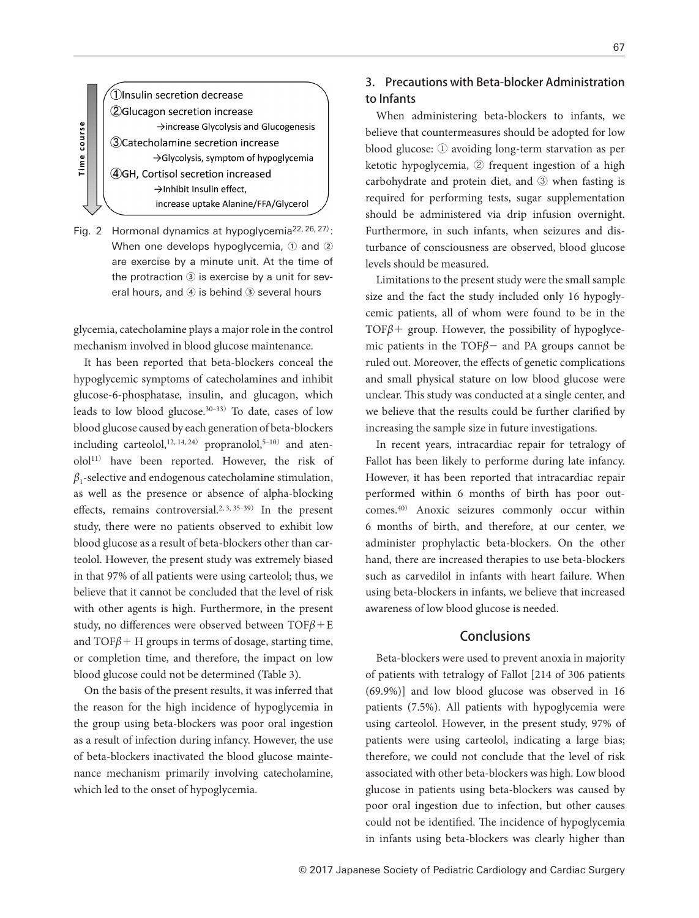①Insulin secretion decrease
②Glucagon secretion increase
→increase Glycolysis and Glucogenesis
③Catecholamine secretion increase
→Glycolysis, symptom of hypoglycemia
④GH, Cortisol secretion increased
→Inhibit Insulin effect, increase uptake Alanine/FFA/Glycerol

Time course

Fig. 2 Hormonal dynamics at hypoglycemia[22, 26, 27]: When one develops hypoglycemia, ① and ② are exercise by a minute unit. At the time of the protraction ③ is exercise by a unit for several hours, and ④ is behind ③ several hours

glycemia, catecholamine plays a major role in the control mechanism involved in blood glucose maintenance.

It has been reported that beta-blockers conceal the hypoglycemic symptoms of catecholamines and inhibit glucose-6-phosphatase, insulin, and glucagon, which leads to low blood glucose.[30–33] To date, cases of low blood glucose caused by each generation of beta-blockers including carteolol,[12, 14, 24] propranolol,[5–10] and atenolol[11] have been reported. However, the risk of $\beta_1$-selective and endogenous catecholamine stimulation, as well as the presence or absence of alpha-blocking effects, remains controversial.[2, 3, 35–39] In the present study, there were no patients observed to exhibit low blood glucose as a result of beta-blockers other than carteolol. However, the present study was extremely biased in that 97% of all patients were using carteolol; thus, we believe that it cannot be concluded that the level of risk with other agents is high. Furthermore, in the present study, no differences were observed between TOF$\beta$+E and TOF$\beta$+ H groups in terms of dosage, starting time, or completion time, and therefore, the impact on low blood glucose could not be determined (Table 3).

On the basis of the present results, it was inferred that the reason for the high incidence of hypoglycemia in the group using beta-blockers was poor oral ingestion as a result of infection during infancy. However, the use of beta-blockers inactivated the blood glucose maintenance mechanism primarily involving catecholamine, which led to the onset of hypoglycemia.

## 3. Precautions with Beta-blocker Administration to Infants

When administering beta-blockers to infants, we believe that countermeasures should be adopted for low blood glucose: ① avoiding long-term starvation as per ketotic hypoglycemia, ② frequent ingestion of a high carbohydrate and protein diet, and ③ when fasting is required for performing tests, sugar supplementation should be administered via drip infusion overnight. Furthermore, in such infants, when seizures and disturbance of consciousness are observed, blood glucose levels should be measured.

Limitations to the present study were the small sample size and the fact the study included only 16 hypoglycemic patients, all of whom were found to be in the TOF$\beta$+ group. However, the possibility of hypoglycemic patients in the TOF$\beta$− and PA groups cannot be ruled out. Moreover, the effects of genetic complications and small physical stature on low blood glucose were unclear. This study was conducted at a single center, and we believe that the results could be further clarified by increasing the sample size in future investigations.

In recent years, intracardiac repair for tetralogy of Fallot has been likely to performe during late infancy. However, it has been reported that intracardiac repair performed within 6 months of birth has poor outcomes.[40] Anoxic seizures commonly occur within 6 months of birth, and therefore, at our center, we administer prophylactic beta-blockers. On the other hand, there are increased therapies to use beta-blockers such as carvedilol in infants with heart failure. When using beta-blockers in infants, we believe that increased awareness of low blood glucose is needed.

## Conclusions

Beta-blockers were used to prevent anoxia in majority of patients with tetralogy of Fallot [214 of 306 patients (69.9%)] and low blood glucose was observed in 16 patients (7.5%). All patients with hypoglycemia were using carteolol. However, in the present study, 97% of patients were using carteolol, indicating a large bias; therefore, we could not conclude that the level of risk associated with other beta-blockers was high. Low blood glucose in patients using beta-blockers was caused by poor oral ingestion due to infection, but other causes could not be identified. The incidence of hypoglycemia in infants using beta-blockers was clearly higher than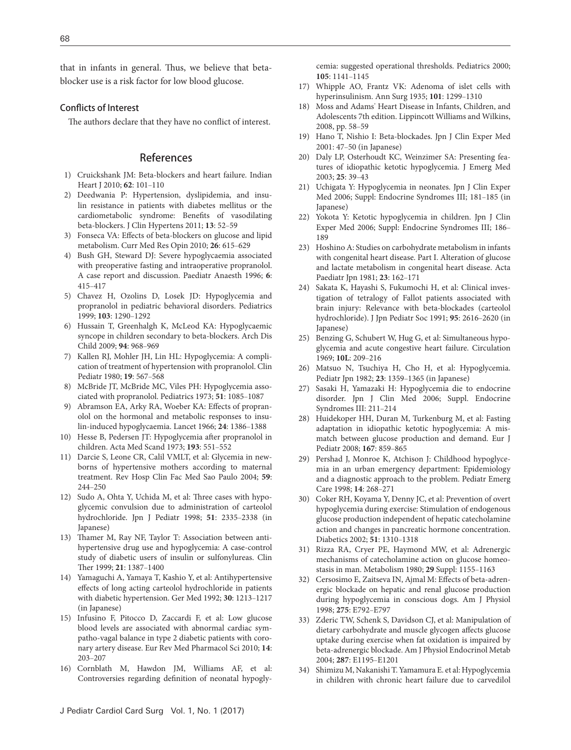that in infants in general. Thus, we believe that beta-blocker use is a risk factor for low blood glucose.

### Conflicts of Interest

The authors declare that they have no conflict of interest.

## References

1) Cruickshank JM: Beta-blockers and heart failure. Indian Heart J 2010; **62**: 101–110
2) Deedwania P: Hypertension, dyslipidemia, and insulin resistance in patients with diabetes mellitus or the cardiometabolic syndrome: Benefits of vasodilating beta-blockers. J Clin Hypertens 2011; **13**: 52–59
3) Fonseca VA: Effects of beta-blockers on glucose and lipid metabolism. Curr Med Res Opin 2010; **26**: 615–629
4) Bush GH, Steward DJ: Severe hypoglycaemia associated with preoperative fasting and intraoperative propranolol. A case report and discussion. Paediatr Anaesth 1996; **6**: 415–417
5) Chavez H, Ozolins D, Losek JD: Hypoglycemia and propranolol in pediatric behavioral disorders. Pediatrics 1999; **103**: 1290–1292
6) Hussain T, Greenhalgh K, McLeod KA: Hypoglycaemic syncope in children secondary to beta-blockers. Arch Dis Child 2009; **94**: 968–969
7) Kallen RJ, Mohler JH, Lin HL: Hypoglycemia: A complication of treatment of hypertension with propranolol. Clin Pediatr 1980; **19**: 567–568
8) McBride JT, McBride MC, Viles PH: Hypoglycemia associated with propranolol. Pediatrics 1973; **51**: 1085–1087
9) Abramson EA, Arky RA, Woeber KA: Effects of propranolol on the hormonal and metabolic responses to insulin-induced hypoglycaemia. Lancet 1966; **24**: 1386–1388
10) Hesse B, Pedersen JT: Hypoglycemia after propranolol in children. Acta Med Scand 1973; **193**: 551–552
11) Darcie S, Leone CR, Calil VMLT, et al: Glycemia in newborns of hypertensive mothers according to maternal treatment. Rev Hosp Clin Fac Med Sao Paulo 2004; **59**: 244–250
12) Sudo A, Ohta Y, Uchida M, et al: Three cases with hypoglycemic convulsion due to administration of carteolol hydrochloride. Jpn J Pediatr 1998; **51**: 2335–2338 (in Japanese)
13) Thamer M, Ray NF, Taylor T: Association between antihypertensive drug use and hypoglycemia: A case-control study of diabetic users of insulin or sulfonylureas. Clin Ther 1999; **21**: 1387–1400
14) Yamaguchi A, Yamaya T, Kashio Y, et al: Antihypertensive effects of long acting carteolol hydrochloride in patients with diabetic hypertension. Ger Med 1992; **30**: 1213–1217 (in Japanese)
15) Infusino F, Pitocco D, Zaccardi F, et al: Low glucose blood levels are associated with abnormal cardiac sympatho-vagal balance in type 2 diabetic patients with coronary artery disease. Eur Rev Med Pharmacol Sci 2010; **14**: 203–207
16) Cornblath M, Hawdon JM, Williams AF, et al: Controversies regarding definition of neonatal hypoglycemia: suggested operational thresholds. Pediatrics 2000; **105**: 1141–1145
17) Whipple AO, Frantz VK: Adenoma of islet cells with hyperinsulinism. Ann Surg 1935; **101**: 1299–1310
18) Moss and Adams' Heart Disease in Infants, Children, and Adolescents 7th edition. Lippincott Williams and Wilkins, 2008, pp. 58–59
19) Hano T, Nishio I: Beta-blockades. Jpn J Clin Exper Med 2001: 47–50 (in Japanese)
20) Daly LP, Osterhoudt KC, Weinzimer SA: Presenting features of idiopathic ketotic hypoglycemia. J Emerg Med 2003; **25**: 39–43
21) Uchigata Y: Hypoglycemia in neonates. Jpn J Clin Exper Med 2006; Suppl: Endocrine Syndromes III; 181–185 (in Japanese)
22) Yokota Y: Ketotic hypoglycemia in children. Jpn J Clin Exper Med 2006; Suppl: Endocrine Syndromes III; 186–189
23) Hoshino A: Studies on carbohydrate metabolism in infants with congenital heart disease. Part I. Alteration of glucose and lactate metabolism in congenital heart disease. Acta Paediatr Jpn 1981; **23**: 162–171
24) Sakata K, Hayashi S, Fukumochi H, et al: Clinical investigation of tetralogy of Fallot patients associated with brain injury: Relevance with beta-blockades (carteolol hydrochloride). J Jpn Pediatr Soc 1991; **95**: 2616–2620 (in Japanese)
25) Benzing G, Schubert W, Hug G, et al: Simultaneous hypoglycemia and acute congestive heart failure. Circulation 1969; **10L**: 209–216
26) Matsuo N, Tsuchiya H, Cho H, et al: Hypoglycemia. Pediatr Jpn 1982; **23**: 1359–1365 (in Japanese)
27) Sasaki H, Yamazaki H: Hypoglycemia die to endocrine disorder. Jpn J Clin Med 2006; Suppl. Endocrine Syndromes III: 211–214
28) Huidekoper HH, Duran M, Turkenburg M, et al: Fasting adaptation in idiopathic ketotic hypoglycemia: A mismatch between glucose production and demand. Eur J Pediatr 2008; **167**: 859–865
29) Pershad J, Monroe K, Atchison J: Childhood hypoglycemia in an urban emergency department: Epidemiology and a diagnostic approach to the problem. Pediatr Emerg Care 1998; **14**: 268–271
30) Coker RH, Koyama Y, Denny JC, et al: Prevention of overt hypoglycemia during exercise: Stimulation of endogenous glucose production independent of hepatic catecholamine action and changes in pancreatic hormone concentration. Diabetics 2002; **51**: 1310–1318
31) Rizza RA, Cryer PE, Haymond MW, et al: Adrenergic mechanisms of catecholamine action on glucose homeostasis in man. Metabolism 1980; **29** Suppl: 1155–1163
32) Cersosimo E, Zaitseva IN, Ajmal M: Effects of beta-adrenergic blockade on hepatic and renal glucose production during hypoglycemia in conscious dogs. Am J Physiol 1998; **275**: E792–E797
33) Zderic TW, Schenk S, Davidson CJ, et al: Manipulation of dietary carbohydrate and muscle glycogen affects glucose uptake during exercise when fat oxidation is impaired by beta-adrenergic blockade. Am J Physiol Endocrinol Metab 2004; **287**: E1195–E1201
34) Shimizu M, Nakanishi T. Yamamura E. et al: Hypoglycemia in children with chronic heart failure due to carvedilol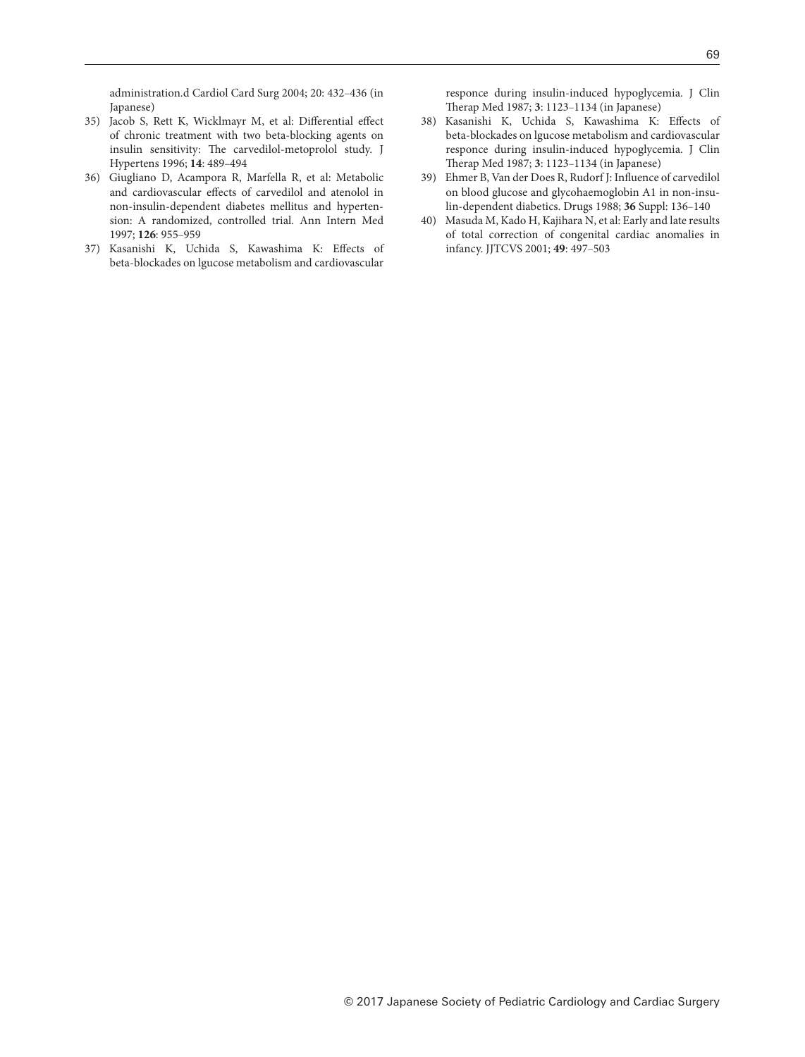administration.d Cardiol Card Surg 2004; 20: 432–436 (in Japanese)

35) Jacob S, Rett K, Wicklmayr M, et al: Differential effect of chronic treatment with two beta-blocking agents on insulin sensitivity: The carvedilol-metoprolol study. J Hypertens 1996; **14**: 489–494
36) Giugliano D, Acampora R, Marfella R, et al: Metabolic and cardiovascular effects of carvedilol and atenolol in non-insulin-dependent diabetes mellitus and hypertension: A randomized, controlled trial. Ann Intern Med 1997; **126**: 955–959
37) Kasanishi K, Uchida S, Kawashima K: Effects of beta-blockades on lgucose metabolism and cardiovascular responce during insulin-induced hypoglycemia. J Clin Therap Med 1987; **3**: 1123–1134 (in Japanese)
38) Kasanishi K, Uchida S, Kawashima K: Effects of beta-blockades on lgucose metabolism and cardiovascular responce during insulin-induced hypoglycemia. J Clin Therap Med 1987; **3**: 1123–1134 (in Japanese)
39) Ehmer B, Van der Does R, Rudorf J: Influence of carvedilol on blood glucose and glycohaemoglobin A1 in non-insulin-dependent diabetics. Drugs 1988; **36** Suppl: 136–140
40) Masuda M, Kado H, Kajihara N, et al: Early and late results of total correction of congenital cardiac anomalies in infancy. JJTCVS 2001; **49**: 497–503